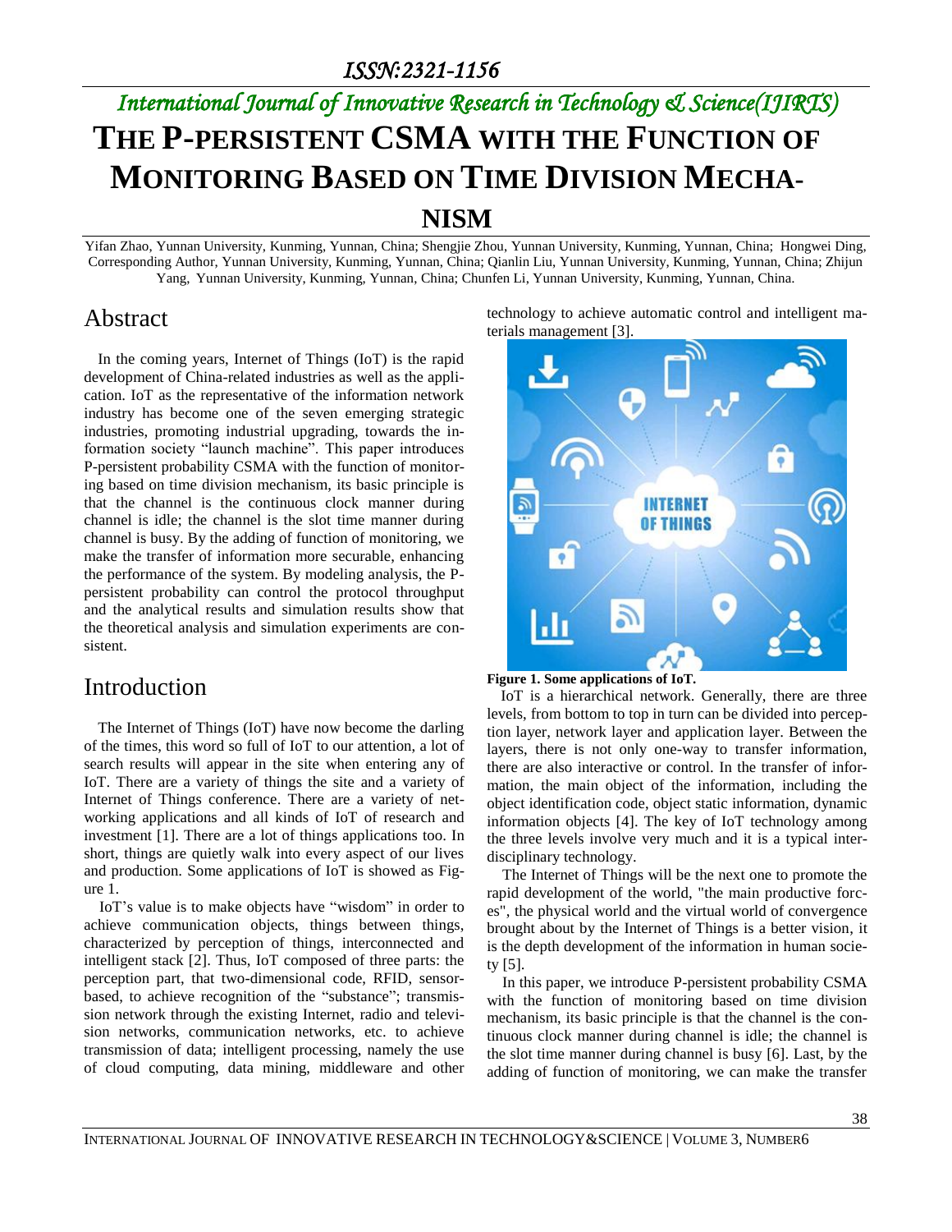# THE P-PERSISTENT CSMA WITH THE FUNCTION OF MONITORING BASED ON TIME DIVISION MECHANISM

Yifan Zhao, Yunnan University, Kunming, Yunnan, China; Shengjie Zhou, Yunnan University, Kunming, Yunnan, China; Hongwei Ding, Corresponding Author, Yunnan University, Kunming, Yunnan, China; Qianlin Liu, Yunnan University, Kunming, Yunnan, China; Zhijun Yang, Yunnan University, Kunming, Yunnan, China; Chunfen Li, Yunnan University, Kunming, Yunnan, China.

## Abstract

In the coming years, Internet of Things (IoT) is the rapid development of China-related industries as well as the application. IoT as the representative of the information network industry has become one of the seven emerging strategic industries, promoting industrial upgrading, towards the information society "launch machine". This paper introduces P-persistent probability CSMA with the function of monitoring based on time division mechanism, its basic principle is that the channel is the continuous clock manner during channel is idle; the channel is the slot time manner during channel is busy. By the adding of function of monitoring, we make the transfer of information more securable, enhancing the performance of the system. By modeling analysis, the P-persistent probability can control the protocol throughput and the analytical results and simulation results show that the theoretical analysis and simulation experiments are consistent.

## Introduction

The Internet of Things (IoT) have now become the darling of the times, this word so full of IoT to our attention, a lot of search results will appear in the site when entering any of IoT. There are a variety of things the site and a variety of Internet of Things conference. There are a variety of networking applications and all kinds of IoT of research and investment [1]. There are a lot of things applications too. In short, things are quietly walk into every aspect of our lives and production. Some applications of IoT is showed as Figure 1.

IoT's value is to make objects have "wisdom" in order to achieve communication objects, things between things, characterized by perception of things, interconnected and intelligent stack [2]. Thus, IoT composed of three parts: the perception part, that two-dimensional code, RFID, sensor-based, to achieve recognition of the "substance"; transmission network through the existing Internet, radio and television networks, communication networks, etc. to achieve transmission of data; intelligent processing, namely the use of cloud computing, data mining, middleware and other technology to achieve automatic control and intelligent materials management [3].

**Figure 1. Some applications of IoT.**

IoT is a hierarchical network. Generally, there are three levels, from bottom to top in turn can be divided into perception layer, network layer and application layer. Between the layers, there is not only one-way to transfer information, there are also interactive or control. In the transfer of information, the main object of the information, including the object identification code, object static information, dynamic information objects [4]. The key of IoT technology among the three levels involve very much and it is a typical interdisciplinary technology.

The Internet of Things will be the next one to promote the rapid development of the world, "the main productive forces", the physical world and the virtual world of convergence brought about by the Internet of Things is a better vision, it is the depth development of the information in human society [5].

In this paper, we introduce P-persistent probability CSMA with the function of monitoring based on time division mechanism, its basic principle is that the channel is the continuous clock manner during channel is idle; the channel is the slot time manner during channel is busy [6]. Last, by the adding of function of monitoring, we can make the transfer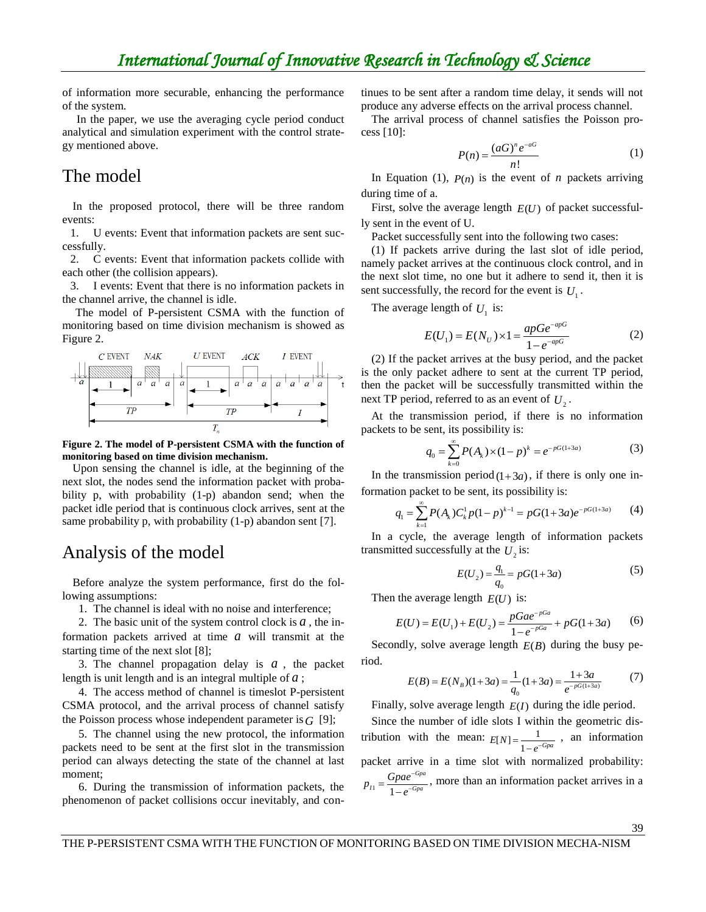of information more securable, enhancing the performance of the system.

In the paper, we use the averaging cycle period conduct analytical and simulation experiment with the control strategy mentioned above.

# The model

In the proposed protocol, there will be three random events:

1. U events: Event that information packets are sent successfully.
2. C events: Event that information packets collide with each other (the collision appears).
3. I events: Event that there is no information packets in the channel arrive, the channel is idle.

The model of P-persistent CSMA with the function of monitoring based on time division mechanism is showed as Figure 2.

**Figure 2. The model of P-persistent CSMA with the function of monitoring based on time division mechanism.**

Upon sensing the channel is idle, at the beginning of the next slot, the nodes send the information packet with probability p, with probability (1-p) abandon send; when the packet idle period that is continuous clock arrives, sent at the same probability p, with probability (1-p) abandon sent [7].

# Analysis of the model

Before analyze the system performance, first do the following assumptions:

1. The channel is ideal with no noise and interference;
2. The basic unit of the system control clock is $a$, the information packets arrived at time $a$ will transmit at the starting time of the next slot [8];
3. The channel propagation delay is $a$, the packet length is unit length and is an integral multiple of $a$;
4. The access method of channel is timeslot P-persistent CSMA protocol, and the arrival process of channel satisfy the Poisson process whose independent parameter is $G$ [9];
5. The channel using the new protocol, the information packets need to be sent at the first slot in the transmission period can always detecting the state of the channel at last moment;
6. During the transmission of information packets, the phenomenon of packet collisions occur inevitably, and continues to be sent after a random time delay, it sends will not produce any adverse effects on the arrival process channel.

The arrival process of channel satisfies the Poisson process [10]:

$$P(n) = \frac{(aG)^n e^{-aG}}{n!} \tag{1}$$

In Equation (1), $P(n)$ is the event of $n$ packets arriving during time of a.

First, solve the average length $E(U)$ of packet successfully sent in the event of U.

Packet successfully sent into the following two cases:

(1) If packets arrive during the last slot of idle period, namely packet arrives at the continuous clock control, and in the next slot time, no one but it adhere to send it, then it is sent successfully, the record for the event is $U_1$.

The average length of $U_1$ is:

$$E(U_1) = E(N_U) \times 1 = \frac{apGe^{-apG}}{1 - e^{-apG}} \tag{2}$$

(2) If the packet arrives at the busy period, and the packet is the only packet adhere to sent at the current TP period, then the packet will be successfully transmitted within the next TP period, referred to as an event of $U_2$.

At the transmission period, if there is no information packets to be sent, its possibility is:

$$q_0 = \sum_{k=0}^{\infty} P(A_k) \times (1-p)^k = e^{-pG(1+3a)} \tag{3}$$

In the transmission period $(1+3a)$, if there is only one information packet to be sent, its possibility is:

$$q_1 = \sum_{k=1}^{\infty} P(A_k) C_k^1 p(1-p)^{k-1} = pG(1+3a)e^{-pG(1+3a)} \tag{4}$$

In a cycle, the average length of information packets transmitted successfully at the $U_2$ is:

$$E(U_2) = \frac{q_1}{q_0} = pG(1+3a) \tag{5}$$

Then the average length $E(U)$ is:

$$E(U) = E(U_1) + E(U_2) = \frac{pGae^{-pGa}}{1 - e^{-pGa}} + pG(1+3a) \tag{6}$$

Secondly, solve average length $E(B)$ during the busy period.

$$E(B) = E(N_B)(1+3a) = \frac{1}{q_0}(1+3a) = \frac{1+3a}{e^{-pG(1+3a)}} \tag{7}$$

Finally, solve average length $E(I)$ during the idle period.

Since the number of idle slots I within the geometric distribution with the mean: $E[N] = \frac{1}{1-e^{-Gpa}}$, an information packet arrive in a time slot with normalized probability: $p_{I1} = \frac{Gpae^{-Gpa}}{1-e^{-Gpa}}$, more than an information packet arrives in a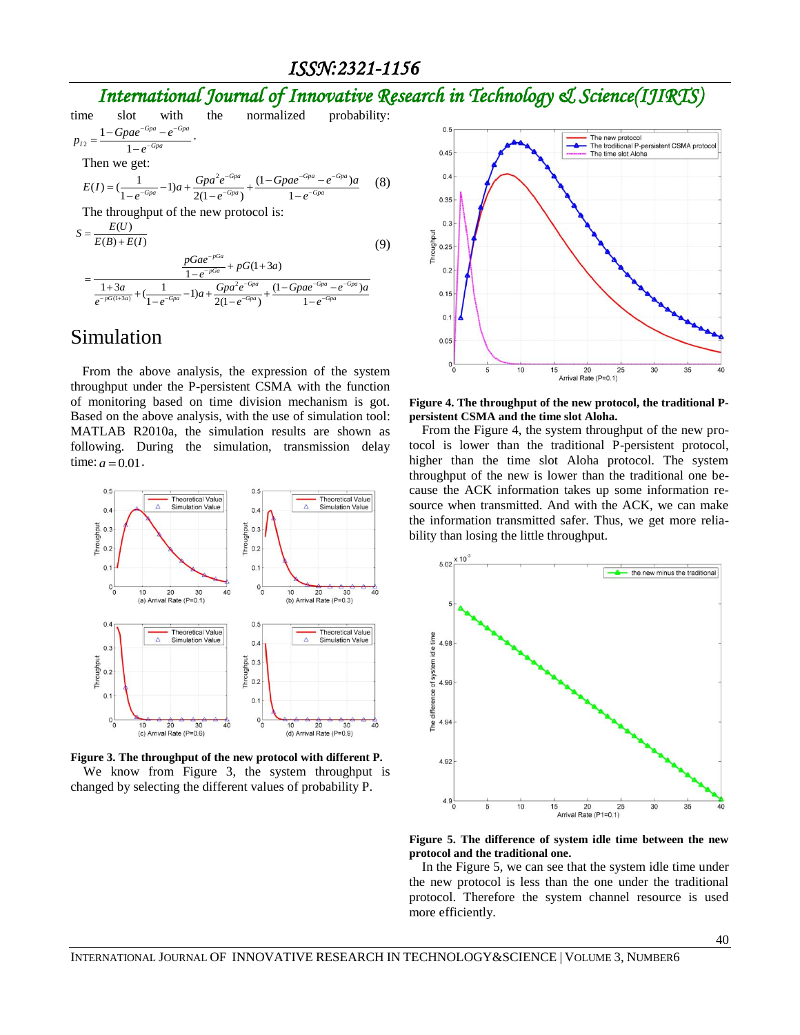time slot with the normalized probability: $p_{12} = \dfrac{1 - Gpae^{-Gpa} - e^{-Gpa}}{1 - e^{-Gpa}}$.

Then we get:

$$E(I) = (\frac{1}{1-e^{-Gpa}} - 1)a + \frac{Gpa^2 e^{-Gpa}}{2(1-e^{-Gpa})} + \frac{(1 - Gpae^{-Gpa} - e^{-Gpa})a}{1-e^{-Gpa}} \quad (8)$$

The throughput of the new protocol is:

$$S = \frac{E(U)}{E(B)+E(I)} = \frac{\dfrac{pGae^{-pGa}}{1-e^{-pGa}} + pG(1+3a)}{\dfrac{1+3a}{e^{-pG(1+3a)}} + (\dfrac{1}{1-e^{-Gpa}} - 1)a + \dfrac{Gpa^2 e^{-Gpa}}{2(1-e^{-Gpa})} + \dfrac{(1-Gpae^{-Gpa} - e^{-Gpa})a}{1-e^{-Gpa}}} \quad (9)$$

# Simulation

From the above analysis, the expression of the system throughput under the P-persistent CSMA with the function of monitoring based on time division mechanism is got. Based on the above analysis, with the use of simulation tool: MATLAB R2010a, the simulation results are shown as following. During the simulation, transmission delay time: $a = 0.01$.

**Figure 3. The throughput of the new protocol with different P.**

We know from Figure 3, the system throughput is changed by selecting the different values of probability P.

**Figure 4. The throughput of the new protocol, the traditional P-persistent CSMA and the time slot Aloha.**

From the Figure 4, the system throughput of the new protocol is lower than the traditional P-persistent protocol, higher than the time slot Aloha protocol. The system throughput of the new is lower than the traditional one because the ACK information takes up some information resource when transmitted. And with the ACK, we can make the information transmitted safer. Thus, we get more reliability than losing the little throughput.

**Figure 5. The difference of system idle time between the new protocol and the traditional one.**

In the Figure 5, we can see that the system idle time under the new protocol is less than the one under the traditional protocol. Therefore the system channel resource is used more efficiently.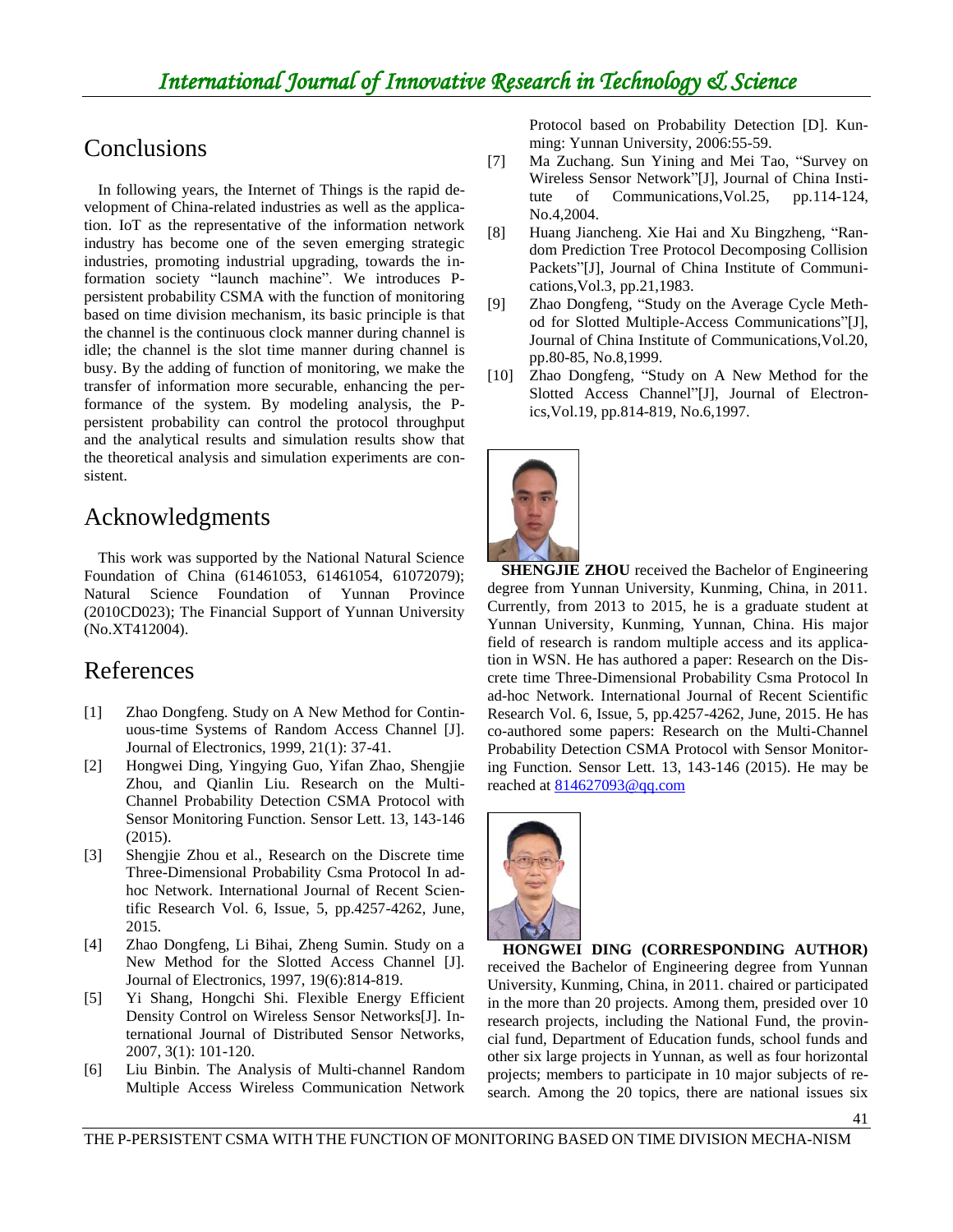## Conclusions

In following years, the Internet of Things is the rapid development of China-related industries as well as the application. IoT as the representative of the information network industry has become one of the seven emerging strategic industries, promoting industrial upgrading, towards the information society "launch machine". We introduces P-persistent probability CSMA with the function of monitoring based on time division mechanism, its basic principle is that the channel is the continuous clock manner during channel is idle; the channel is the slot time manner during channel is busy. By the adding of function of monitoring, we make the transfer of information more securable, enhancing the performance of the system. By modeling analysis, the P-persistent probability can control the protocol throughput and the analytical results and simulation results show that the theoretical analysis and simulation experiments are consistent.

## Acknowledgments

This work was supported by the National Natural Science Foundation of China (61461053, 61461054, 61072079); Natural Science Foundation of Yunnan Province (2010CD023); The Financial Support of Yunnan University (No.XT412004).

## References

[1] Zhao Dongfeng. Study on A New Method for Continuous-time Systems of Random Access Channel [J]. Journal of Electronics, 1999, 21(1): 37-41.

[2] Hongwei Ding, Yingying Guo, Yifan Zhao, Shengjie Zhou, and Qianlin Liu. Research on the Multi-Channel Probability Detection CSMA Protocol with Sensor Monitoring Function. Sensor Lett. 13, 143-146 (2015).

[3] Shengjie Zhou et al., Research on the Discrete time Three-Dimensional Probability Csma Protocol In ad-hoc Network. International Journal of Recent Scientific Research Vol. 6, Issue, 5, pp.4257-4262, June, 2015.

[4] Zhao Dongfeng, Li Bihai, Zheng Sumin. Study on a New Method for the Slotted Access Channel [J]. Journal of Electronics, 1997, 19(6):814-819.

[5] Yi Shang, Hongchi Shi. Flexible Energy Efficient Density Control on Wireless Sensor Networks[J]. International Journal of Distributed Sensor Networks, 2007, 3(1): 101-120.

[6] Liu Binbin. The Analysis of Multi-channel Random Multiple Access Wireless Communication Network Protocol based on Probability Detection [D]. Kunming: Yunnan University, 2006:55-59.

[7] Ma Zuchang. Sun Yining and Mei Tao, "Survey on Wireless Sensor Network"[J], Journal of China Institute of Communications,Vol.25, pp.114-124, No.4,2004.

[8] Huang Jiancheng. Xie Hai and Xu Bingzheng, "Random Prediction Tree Protocol Decomposing Collision Packets"[J], Journal of China Institute of Communications,Vol.3, pp.21,1983.

[9] Zhao Dongfeng, "Study on the Average Cycle Method for Slotted Multiple-Access Communications"[J], Journal of China Institute of Communications,Vol.20, pp.80-85, No.8,1999.

[10] Zhao Dongfeng, "Study on A New Method for the Slotted Access Channel"[J], Journal of Electronics,Vol.19, pp.814-819, No.6,1997.

**SHENGJIE ZHOU** received the Bachelor of Engineering degree from Yunnan University, Kunming, China, in 2011. Currently, from 2013 to 2015, he is a graduate student at Yunnan University, Kunming, Yunnan, China. His major field of research is random multiple access and its application in WSN. He has authored a paper: Research on the Discrete time Three-Dimensional Probability Csma Protocol In ad-hoc Network. International Journal of Recent Scientific Research Vol. 6, Issue, 5, pp.4257-4262, June, 2015. He has co-authored some papers: Research on the Multi-Channel Probability Detection CSMA Protocol with Sensor Monitoring Function. Sensor Lett. 13, 143-146 (2015). He may be reached at 814627093@qq.com

**HONGWEI DING (CORRESPONDING AUTHOR)** received the Bachelor of Engineering degree from Yunnan University, Kunming, China, in 2011. chaired or participated in the more than 20 projects. Among them, presided over 10 research projects, including the National Fund, the provincial fund, Department of Education funds, school funds and other six large projects in Yunnan, as well as four horizontal projects; members to participate in 10 major subjects of research. Among the 20 topics, there are national issues six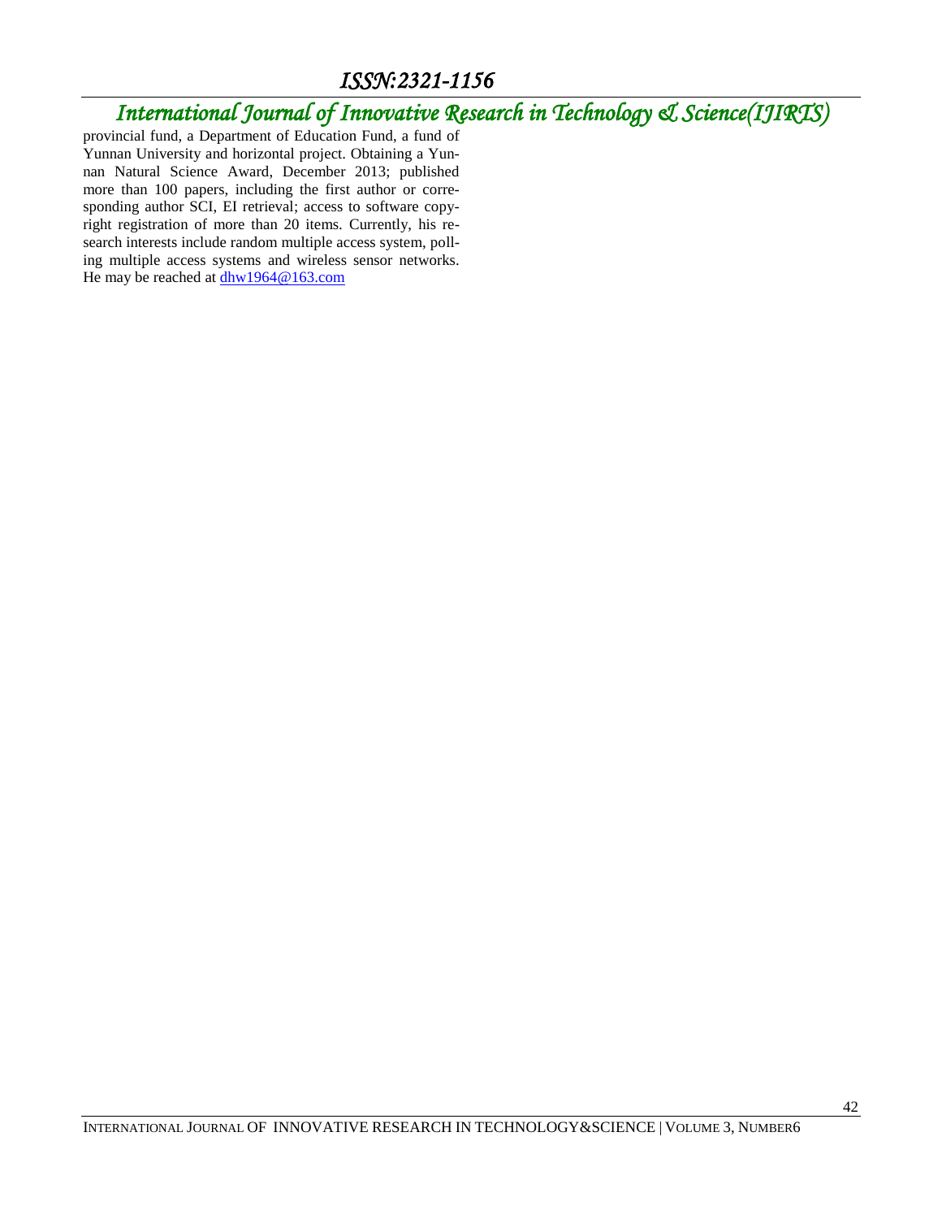provincial fund, a Department of Education Fund, a fund of Yunnan University and horizontal project. Obtaining a Yunnan Natural Science Award, December 2013; published more than 100 papers, including the first author or corresponding author SCI, EI retrieval; access to software copyright registration of more than 20 items. Currently, his research interests include random multiple access system, polling multiple access systems and wireless sensor networks. He may be reached at dhw1964@163.com